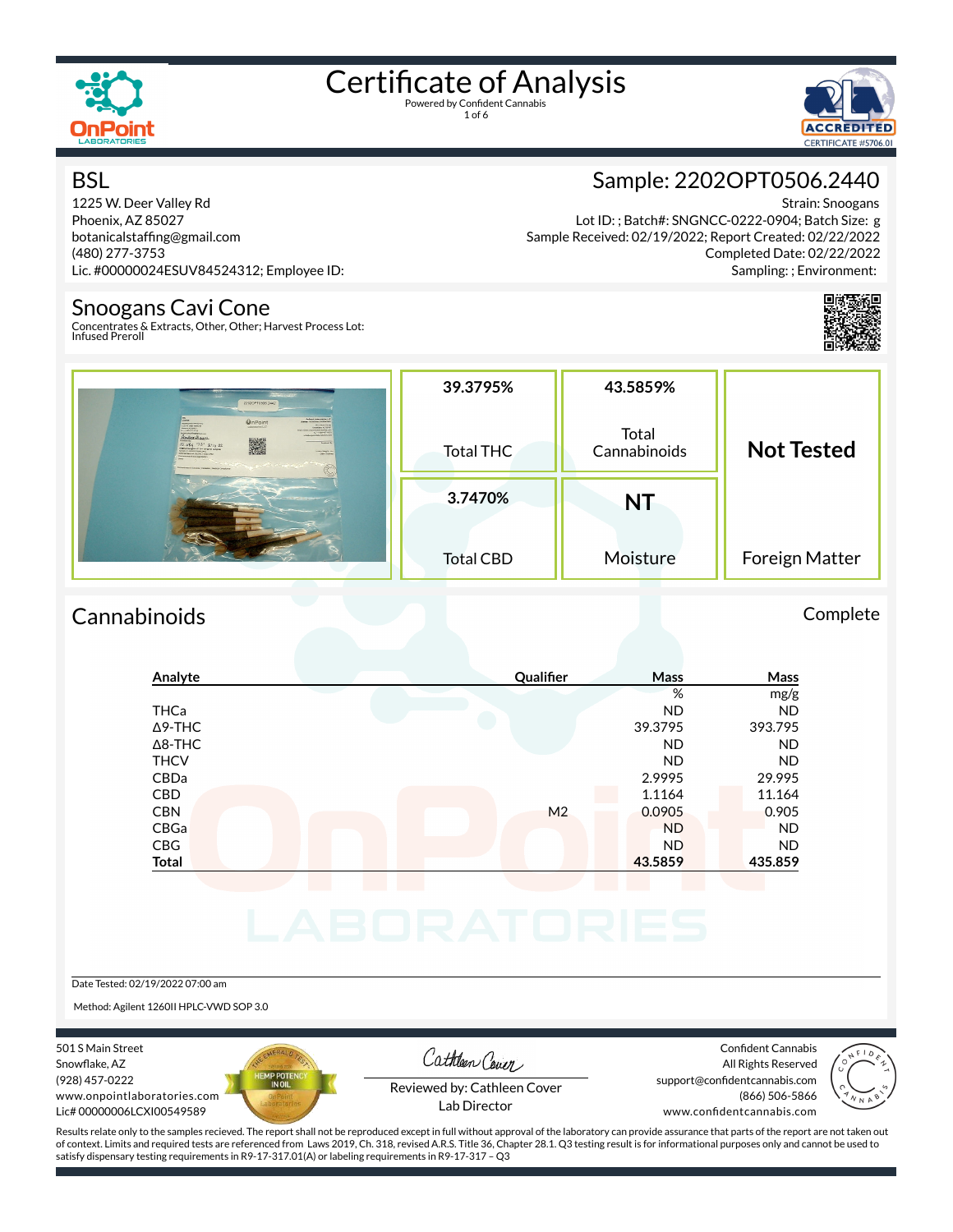# Certificate of Analysis

Powered by Confident Cannabis

## BSL

1225 W. Deer Valley Rd
Phoenix, AZ 85027
botanicalstaffing@gmail.com
(480) 277-3753
Lic. #00000024ESUV84524312; Employee ID:

## Sample: 2202OPT0506.2440

Strain: Snoogans
Lot ID: ; Batch#: SNGNCC-0222-0904; Batch Size: g
Sample Received: 02/19/2022; Report Created: 02/22/2022
Completed Date: 02/22/2022
Sampling: ; Environment:

## Snoogans Cavi Cone

Concentrates & Extracts, Other, Other; Harvest Process Lot:
Infused Preroll

| 39.3795% | 43.5859% | Not Tested |
|---|---|---|
| Total THC | Total Cannabinoids | Foreign Matter |
| **3.7470%** | **NT** | |
| Total CBD | Moisture | |

## Cannabinoids

Complete

| Analyte | Qualifier | Mass % | Mass mg/g |
|---|---|---|---|
| THCa | | ND | ND |
| Δ9-THC | | 39.3795 | 393.795 |
| Δ8-THC | | ND | ND |
| THCV | | ND | ND |
| CBDa | | 2.9995 | 29.995 |
| CBD | | 1.1164 | 11.164 |
| CBN | M2 | 0.0905 | 0.905 |
| CBGa | | ND | ND |
| CBG | | ND | ND |
| **Total** | | **43.5859** | **435.859** |

Date Tested: 02/19/2022 07:00 am

Method: Agilent 1260II HPLC-VWD SOP 3.0

501 S Main Street
Snowflake, AZ
(928) 457-0222
www.onpointlaboratories.com
Lic# 00000006LCXI00549589

Reviewed by: Cathleen Cover
Lab Director

Confident Cannabis
All Rights Reserved
support@confidentcannabis.com
(866) 506-5866
www.confidentcannabis.com

Results relate only to the samples recieved. The report shall not be reproduced except in full without approval of the laboratory can provide assurance that parts of the report are not taken out of context. Limits and required tests are referenced from Laws 2019, Ch. 318, revised A.R.S. Title 36, Chapter 28.1. Q3 testing result is for informational purposes only and cannot be used to satisfy dispensary testing requirements in R9-17-317.01(A) or labeling requirements in R9-17-317 – Q3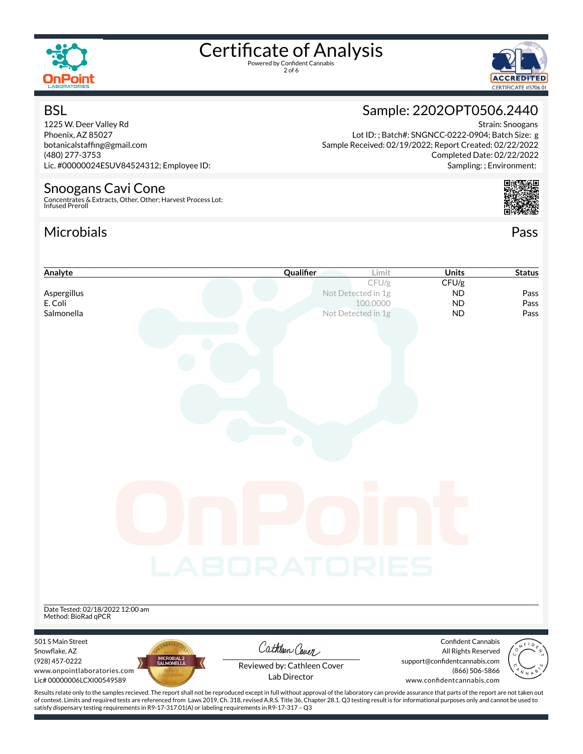# Certificate of Analysis

Powered by Confident Cannabis

## BSL

1225 W. Deer Valley Rd
Phoenix, AZ 85027
botanicalstaffing@gmail.com
(480) 277-3753
Lic. #00000024ESUV84524312; Employee ID:

## Sample: 2202OPT0506.2440

Strain: Snoogans
Lot ID: ; Batch#: SNGNCC-0222-0904; Batch Size: g
Sample Received: 02/19/2022; Report Created: 02/22/2022
Completed Date: 02/22/2022
Sampling: ; Environment:

## Snoogans Cavi Cone

Concentrates & Extracts, Other, Other; Harvest Process Lot:
Infused Preroll

## Microbials

Pass

| Analyte | Qualifier | Limit | Units | Status |
|---|---|---|---|---|
| | | CFU/g | CFU/g | |
| Aspergillus | | Not Detected in 1g | ND | Pass |
| E. Coli | | 100.0000 | ND | Pass |
| Salmonella | | Not Detected in 1g | ND | Pass |

Date Tested: 02/18/2022 12:00 am
Method: BioRad qPCR

501 S Main Street
Snowflake, AZ
(928) 457-0222
www.onpointlaboratories.com
Lic# 00000006LCXI00549589

Reviewed by: Cathleen Cover
Lab Director

Confident Cannabis
All Rights Reserved
support@confidentcannabis.com
(866) 506-5866
www.confidentcannabis.com

Results relate only to the samples recieved. The report shall not be reproduced except in full without approval of the laboratory can provide assurance that parts of the report are not taken out of context. Limits and required tests are referenced from Laws 2019, Ch. 318, revised A.R.S. Title 36, Chapter 28.1. Q3 testing result is for informational purposes only and cannot be used to satisfy dispensary testing requirements in R9-17-317.01(A) or labeling requirements in R9-17-317 – Q3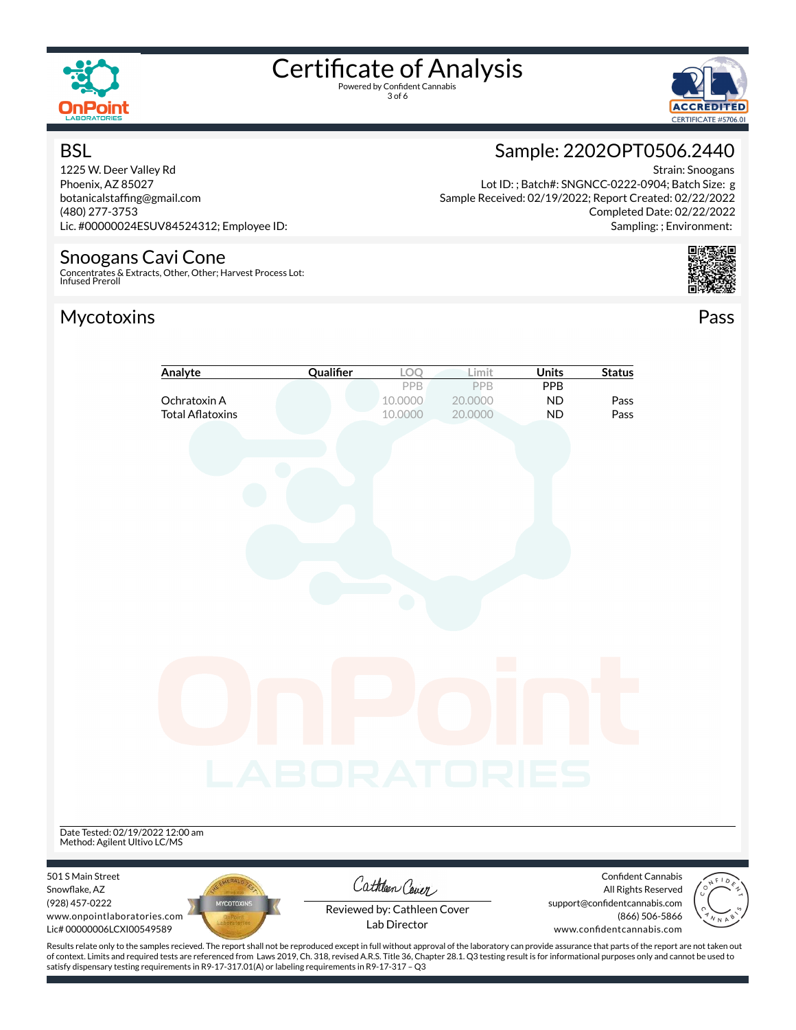# Certificate of Analysis

Powered by Confident Cannabis

## BSL

1225 W. Deer Valley Rd
Phoenix, AZ 85027
botanicalstaffing@gmail.com
(480) 277-3753
Lic. #00000024ESUV84524312; Employee ID:

## Sample: 2202OPT0506.2440

Strain: Snoogans
Lot ID: ; Batch#: SNGNCC-0222-0904; Batch Size: g
Sample Received: 02/19/2022; Report Created: 02/22/2022
Completed Date: 02/22/2022
Sampling: ; Environment:

## Snoogans Cavi Cone

Concentrates & Extracts, Other, Other; Harvest Process Lot:
Infused Preroll

## Mycotoxins — Pass

| Analyte | Qualifier | LOQ | Limit | Units | Status |
|---|---|---|---|---|---|
| | | PPB | PPB | PPB | |
| Ochratoxin A | | 10.0000 | 20.0000 | ND | Pass |
| Total Aflatoxins | | 10.0000 | 20.0000 | ND | Pass |

Date Tested: 02/19/2022 12:00 am
Method: Agilent Ultivo LC/MS

501 S Main Street
Snowflake, AZ
(928) 457-0222
www.onpointlaboratories.com
Lic# 00000006LCXI00549589

Reviewed by: Cathleen Cover
Lab Director

Confident Cannabis
All Rights Reserved
support@confidentcannabis.com
(866) 506-5866
www.confidentcannabis.com

Results relate only to the samples recieved. The report shall not be reproduced except in full without approval of the laboratory can provide assurance that parts of the report are not taken out of context. Limits and required tests are referenced from Laws 2019, Ch. 318, revised A.R.S. Title 36, Chapter 28.1. Q3 testing result is for informational purposes only and cannot be used to satisfy dispensary testing requirements in R9-17-317.01(A) or labeling requirements in R9-17-317 – Q3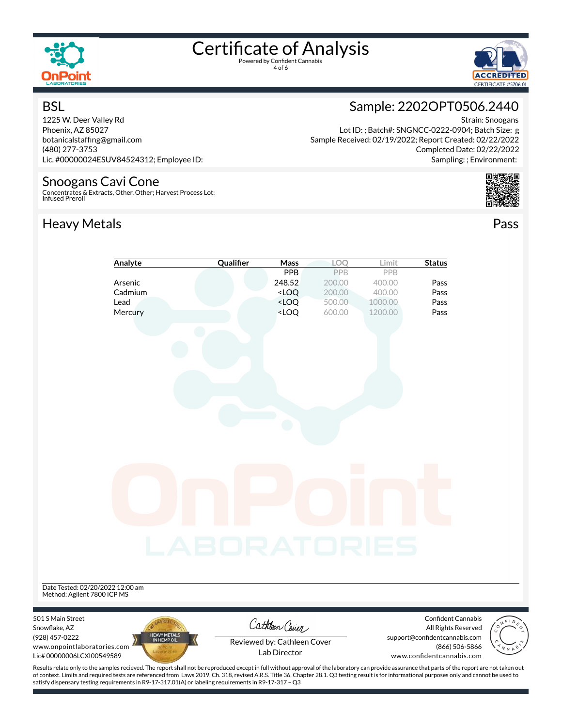# Certificate of Analysis

Powered by Confident Cannabis

## BSL

1225 W. Deer Valley Rd
Phoenix, AZ 85027
botanicalstaffing@gmail.com
(480) 277-3753
Lic. #00000024ESUV84524312; Employee ID:

## Sample: 2202OPT0506.2440

Strain: Snoogans
Lot ID: ; Batch#: SNGNCC-0222-0904; Batch Size: g
Sample Received: 02/19/2022; Report Created: 02/22/2022
Completed Date: 02/22/2022
Sampling: ; Environment:

## Snoogans Cavi Cone

Concentrates & Extracts, Other, Other; Harvest Process Lot:
Infused Preroll

## Heavy Metals

Pass

| Analyte | Qualifier | Mass | LOQ | Limit | Status |
|---|---|---|---|---|---|
| | | PPB | PPB | PPB | |
| Arsenic | | 248.52 | 200.00 | 400.00 | Pass |
| Cadmium | | <LOQ | 200.00 | 400.00 | Pass |
| Lead | | <LOQ | 500.00 | 1000.00 | Pass |
| Mercury | | <LOQ | 600.00 | 1200.00 | Pass |

Date Tested: 02/20/2022 12:00 am
Method: Agilent 7800 ICP MS

501 S Main Street
Snowflake, AZ
(928) 457-0222
www.onpointlaboratories.com
Lic# 00000006LCXI00549589

Reviewed by: Cathleen Cover
Lab Director

Confident Cannabis
All Rights Reserved
support@confidentcannabis.com
(866) 506-5866
www.confidentcannabis.com

Results relate only to the samples recieved. The report shall not be reproduced except in full without approval of the laboratory can provide assurance that parts of the report are not taken out of context. Limits and required tests are referenced from Laws 2019, Ch. 318, revised A.R.S. Title 36, Chapter 28.1. Q3 testing result is for informational purposes only and cannot be used to satisfy dispensary testing requirements in R9-17-317.01(A) or labeling requirements in R9-17-317 – Q3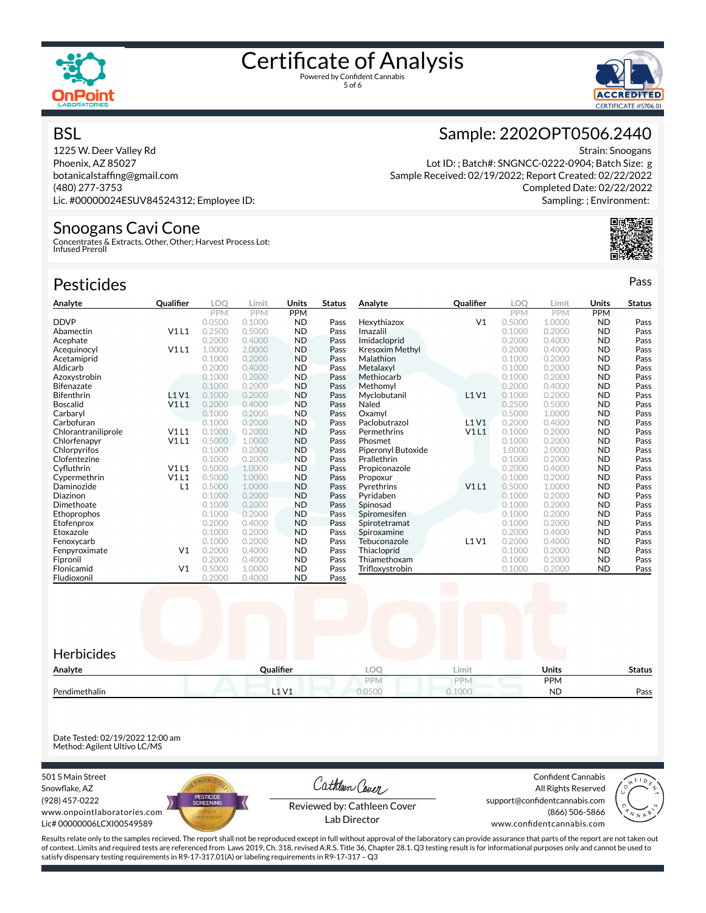# Certificate of Analysis

Powered by Confident Cannabis

## BSL

1225 W. Deer Valley Rd
Phoenix, AZ 85027
botanicalstaffing@gmail.com
(480) 277-3753
Lic. #00000024ESUV84524312; Employee ID:

## Sample: 2202OPT0506.2440

Strain: Snoogans
Lot ID: ; Batch#: SNGNCC-0222-0904; Batch Size: g
Sample Received: 02/19/2022; Report Created: 02/22/2022
Completed Date: 02/22/2022
Sampling: ; Environment:

## Snoogans Cavi Cone

Concentrates & Extracts, Other, Other; Harvest Process Lot:
Infused Preroll

## Pesticides

Pass

| Analyte | Qualifier | LOQ (PPM) | Limit (PPM) | Units (PPM) | Status |
|---|---|---|---|---|---|
| DDVP | | 0.0500 | 0.1000 | ND | Pass |
| Abamectin | V1 L1 | 0.2500 | 0.5000 | ND | Pass |
| Acephate | | 0.2000 | 0.4000 | ND | Pass |
| Acequinocyl | V1 L1 | 1.0000 | 2.0000 | ND | Pass |
| Acetamiprid | | 0.1000 | 0.2000 | ND | Pass |
| Aldicarb | | 0.2000 | 0.4000 | ND | Pass |
| Azoxystrobin | | 0.1000 | 0.2000 | ND | Pass |
| Bifenazate | | 0.1000 | 0.2000 | ND | Pass |
| Bifenthrin | L1 V1 | 0.1000 | 0.2000 | ND | Pass |
| Boscalid | V1 L1 | 0.2000 | 0.4000 | ND | Pass |
| Carbaryl | | 0.1000 | 0.2000 | ND | Pass |
| Carbofuran | | 0.1000 | 0.2000 | ND | Pass |
| Chlorantraniliprole | V1 L1 | 0.1000 | 0.2000 | ND | Pass |
| Chlorfenapyr | V1 L1 | 0.5000 | 1.0000 | ND | Pass |
| Chlorpyrifos | | 0.1000 | 0.2000 | ND | Pass |
| Clofentezine | | 0.1000 | 0.2000 | ND | Pass |
| Cyfluthrin | V1 L1 | 0.5000 | 1.0000 | ND | Pass |
| Cypermethrin | V1 L1 | 0.5000 | 1.0000 | ND | Pass |
| Daminozide | L1 | 0.5000 | 1.0000 | ND | Pass |
| Diazinon | | 0.1000 | 0.2000 | ND | Pass |
| Dimethoate | | 0.1000 | 0.2000 | ND | Pass |
| Ethoprophos | | 0.1000 | 0.2000 | ND | Pass |
| Etofenprox | | 0.2000 | 0.4000 | ND | Pass |
| Etoxazole | | 0.1000 | 0.2000 | ND | Pass |
| Fenoxycarb | | 0.1000 | 0.2000 | ND | Pass |
| Fenpyroximate | V1 | 0.2000 | 0.4000 | ND | Pass |
| Fipronil | | 0.2000 | 0.4000 | ND | Pass |
| Flonicamid | V1 | 0.5000 | 1.0000 | ND | Pass |
| Fludioxonil | | 0.2000 | 0.4000 | ND | Pass |
| Hexythiazox | V1 | 0.5000 | 1.0000 | ND | Pass |
| Imazalil | | 0.1000 | 0.2000 | ND | Pass |
| Imidacloprid | | 0.2000 | 0.4000 | ND | Pass |
| Kresoxim Methyl | | 0.2000 | 0.4000 | ND | Pass |
| Malathion | | 0.1000 | 0.2000 | ND | Pass |
| Metalaxyl | | 0.1000 | 0.2000 | ND | Pass |
| Methiocarb | | 0.1000 | 0.2000 | ND | Pass |
| Methomyl | | 0.2000 | 0.4000 | ND | Pass |
| Myclobutanil | L1 V1 | 0.1000 | 0.2000 | ND | Pass |
| Naled | | 0.2500 | 0.5000 | ND | Pass |
| Oxamyl | | 0.5000 | 1.0000 | ND | Pass |
| Paclobutrazol | L1 V1 | 0.2000 | 0.4000 | ND | Pass |
| Permethrins | V1 L1 | 0.1000 | 0.2000 | ND | Pass |
| Phosmet | | 0.1000 | 0.2000 | ND | Pass |
| Piperonyl Butoxide | | 1.0000 | 2.0000 | ND | Pass |
| Prallethrin | | 0.1000 | 0.2000 | ND | Pass |
| Propiconazole | | 0.2000 | 0.4000 | ND | Pass |
| Propoxur | | 0.1000 | 0.2000 | ND | Pass |
| Pyrethrins | V1 L1 | 0.5000 | 1.0000 | ND | Pass |
| Pyridaben | | 0.1000 | 0.2000 | ND | Pass |
| Spinosad | | 0.1000 | 0.2000 | ND | Pass |
| Spiromesifen | | 0.1000 | 0.2000 | ND | Pass |
| Spirotetramat | | 0.1000 | 0.2000 | ND | Pass |
| Spiroxamine | | 0.2000 | 0.4000 | ND | Pass |
| Tebuconazole | L1 V1 | 0.2000 | 0.4000 | ND | Pass |
| Thiacloprid | | 0.1000 | 0.2000 | ND | Pass |
| Thiamethoxam | | 0.1000 | 0.2000 | ND | Pass |
| Trifloxystrobin | | 0.1000 | 0.2000 | ND | Pass |

## Herbicides

| Analyte | Qualifier | LOQ (PPM) | Limit (PPM) | Units (PPM) | Status |
|---|---|---|---|---|---|
| Pendimethalin | L1 V1 | 0.0500 | 0.1000 | ND | Pass |

Date Tested: 02/19/2022 12:00 am
Method: Agilent Ultivo LC/MS

501 S Main Street
Snowflake, AZ
(928) 457-0222
www.onpointlaboratories.com
Lic# 00000006LCXI00549589

Reviewed by: Cathleen Cover
Lab Director

Confident Cannabis
All Rights Reserved
support@confidentcannabis.com
(866) 506-5866
www.confidentcannabis.com

Results relate only to the samples recieved. The report shall not be reproduced except in full without approval of the laboratory can provide assurance that parts of the report are not taken out of context. Limits and required tests are referenced from Laws 2019, Ch. 318, revised A.R.S. Title 36, Chapter 28.1. Q3 testing result is for informational purposes only and cannot be used to satisfy dispensary testing requirements in R9-17-317.01(A) or labeling requirements in R9-17-317 – Q3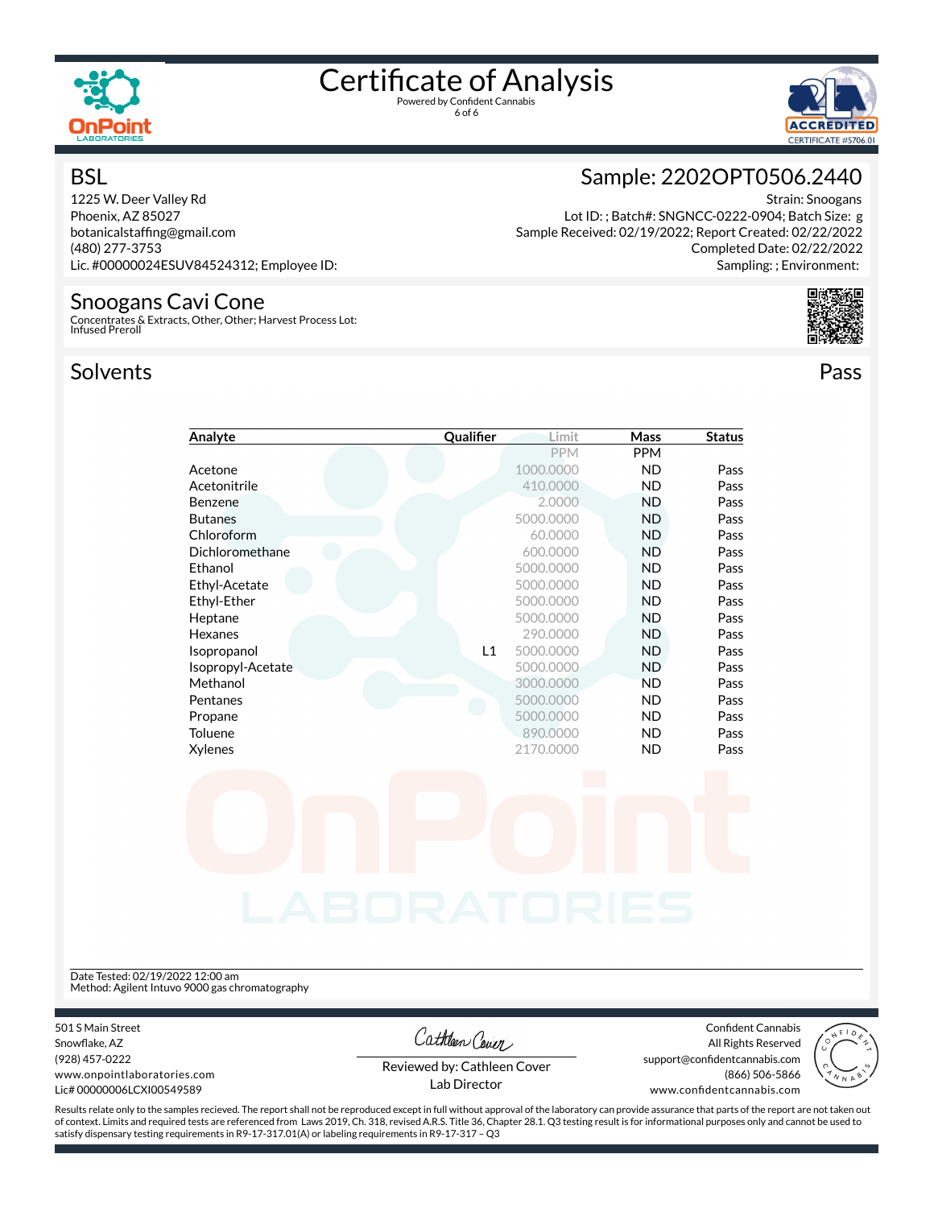# Certificate of Analysis

Powered by Confident Cannabis

## BSL

1225 W. Deer Valley Rd
Phoenix, AZ 85027
botanicalstaffing@gmail.com
(480) 277-3753
Lic. #00000024ESUV84524312; Employee ID:

## Sample: 2202OPT0506.2440

Strain: Snoogans
Lot ID: ; Batch#: SNGNCC-0222-0904; Batch Size: g
Sample Received: 02/19/2022; Report Created: 02/22/2022
Completed Date: 02/22/2022
Sampling: ; Environment:

## Snoogans Cavi Cone

Concentrates & Extracts, Other, Other; Harvest Process Lot:
Infused Preroll

## Solvents

Pass

| Analyte | Qualifier | Limit | Mass | Status |
|---|---|---|---|---|
| | | PPM | PPM | |
| Acetone | | 1000.0000 | ND | Pass |
| Acetonitrile | | 410.0000 | ND | Pass |
| Benzene | | 2.0000 | ND | Pass |
| Butanes | | 5000.0000 | ND | Pass |
| Chloroform | | 60.0000 | ND | Pass |
| Dichloromethane | | 600.0000 | ND | Pass |
| Ethanol | | 5000.0000 | ND | Pass |
| Ethyl-Acetate | | 5000.0000 | ND | Pass |
| Ethyl-Ether | | 5000.0000 | ND | Pass |
| Heptane | | 5000.0000 | ND | Pass |
| Hexanes | | 290.0000 | ND | Pass |
| Isopropanol | L1 | 5000.0000 | ND | Pass |
| Isopropyl-Acetate | | 5000.0000 | ND | Pass |
| Methanol | | 3000.0000 | ND | Pass |
| Pentanes | | 5000.0000 | ND | Pass |
| Propane | | 5000.0000 | ND | Pass |
| Toluene | | 890.0000 | ND | Pass |
| Xylenes | | 2170.0000 | ND | Pass |

Date Tested: 02/19/2022 12:00 am
Method: Agilent Intuvo 9000 gas chromatography

501 S Main Street
Snowflake, AZ
(928) 457-0222
www.onpointlaboratories.com
Lic# 00000006LCXI00549589

Reviewed by: Cathleen Cover
Lab Director

Confident Cannabis
All Rights Reserved
support@confidentcannabis.com
(866) 506-5866
www.confidentcannabis.com

Results relate only to the samples recieved. The report shall not be reproduced except in full without approval of the laboratory can provide assurance that parts of the report are not taken out of context. Limits and required tests are referenced from Laws 2019, Ch. 318, revised A.R.S. Title 36, Chapter 28.1. Q3 testing result is for informational purposes only and cannot be used to satisfy dispensary testing requirements in R9-17-317.01(A) or labeling requirements in R9-17-317 – Q3